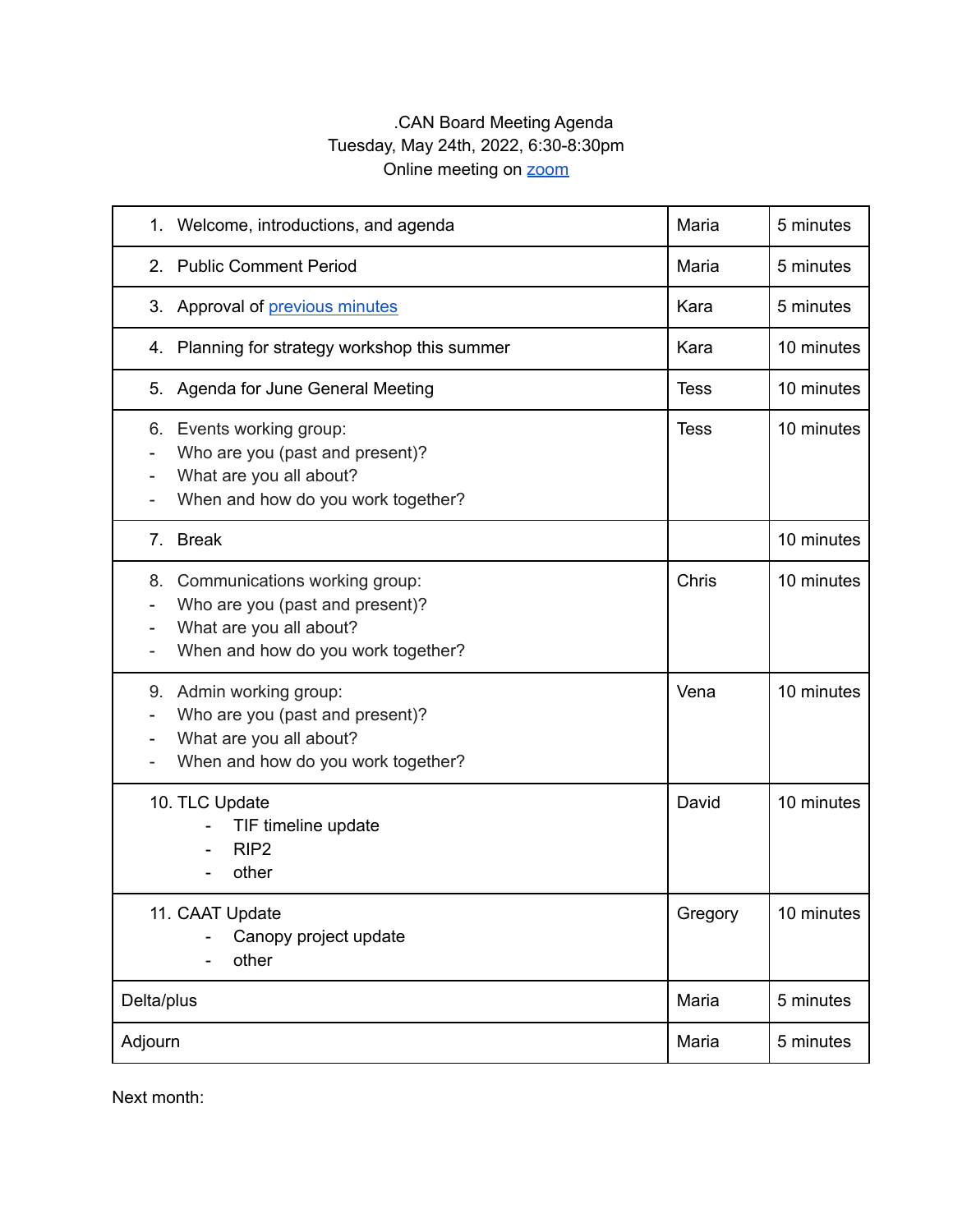.CAN Board Meeting Agenda
Tuesday, May 24th, 2022, 6:30-8:30pm
Online meeting on zoom

| | | |
|---|---|---|
| 1. Welcome, introductions, and agenda | Maria | 5 minutes |
| 2. Public Comment Period | Maria | 5 minutes |
| 3. Approval of previous minutes | Kara | 5 minutes |
| 4. Planning for strategy workshop this summer | Kara | 10 minutes |
| 5. Agenda for June General Meeting | Tess | 10 minutes |
| 6. Events working group:<br>- Who are you (past and present)?<br>- What are you all about?<br>- When and how do you work together? | Tess | 10 minutes |
| 7. Break | | 10 minutes |
| 8. Communications working group:<br>- Who are you (past and present)?<br>- What are you all about?<br>- When and how do you work together? | Chris | 10 minutes |
| 9. Admin working group:<br>- Who are you (past and present)?<br>- What are you all about?<br>- When and how do you work together? | Vena | 10 minutes |
| 10. TLC Update<br>- TIF timeline update<br>- RIP2<br>- other | David | 10 minutes |
| 11. CAAT Update<br>- Canopy project update<br>- other | Gregory | 10 minutes |
| Delta/plus | Maria | 5 minutes |
| Adjourn | Maria | 5 minutes |

Next month: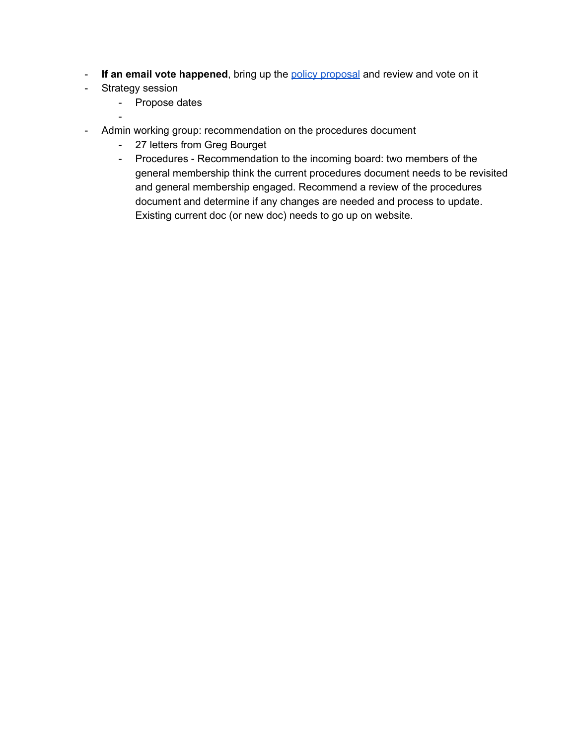- **If an email vote happened**, bring up the policy proposal and review and vote on it
- Strategy session
  - Propose dates
  -
- Admin working group: recommendation on the procedures document
  - 27 letters from Greg Bourget
  - Procedures - Recommendation to the incoming board: two members of the general membership think the current procedures document needs to be revisited and general membership engaged. Recommend a review of the procedures document and determine if any changes are needed and process to update. Existing current doc (or new doc) needs to go up on website.